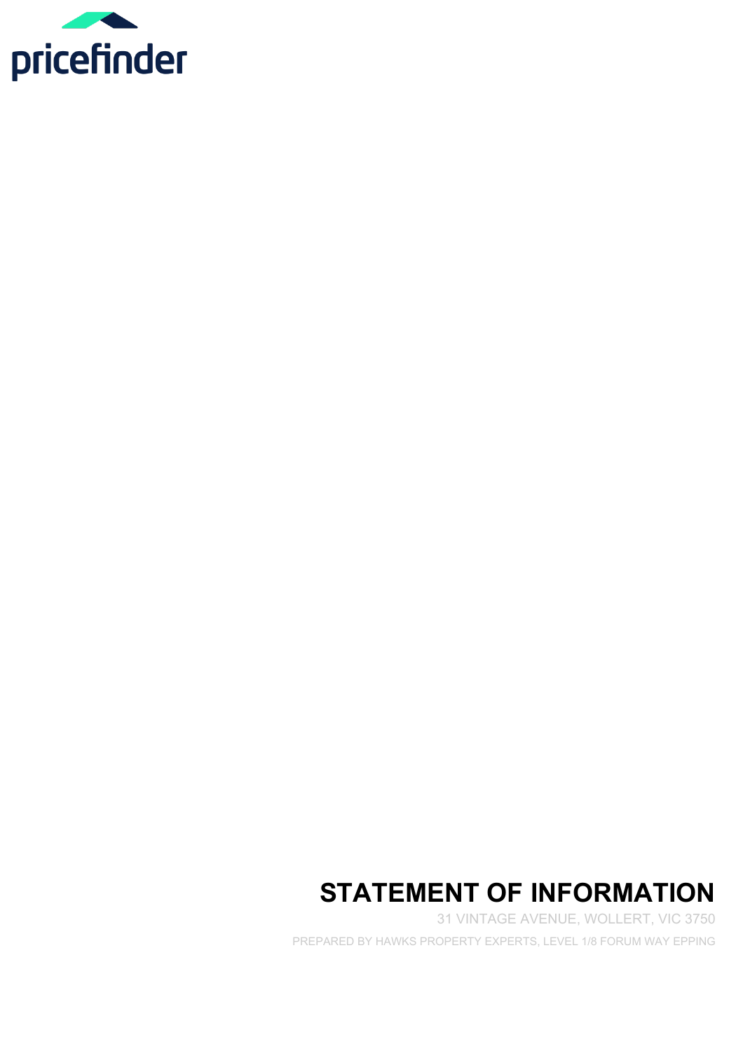pricefinder

# STATEMENT OF INFORMATION

31 VINTAGE AVENUE, WOLLERT, VIC 3750

PREPARED BY HAWKS PROPERTY EXPERTS, LEVEL 1/8 FORUM WAY EPPING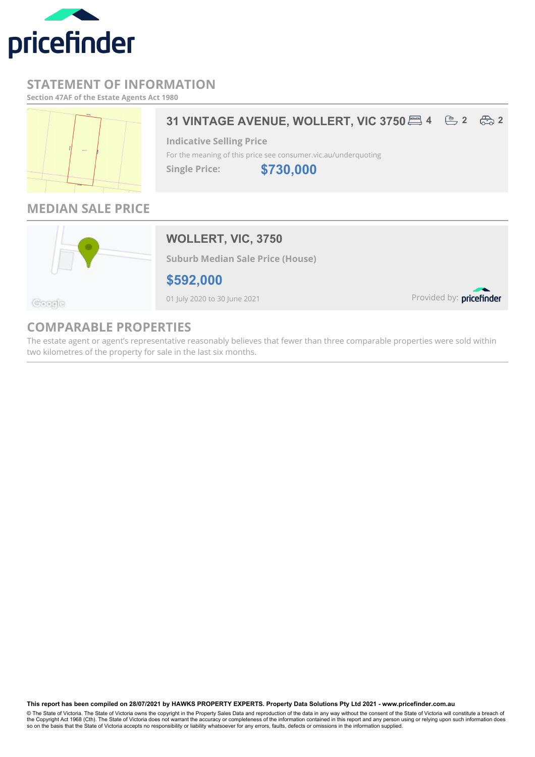pricefinder

# STATEMENT OF INFORMATION

**Section 47AF of the Estate Agents Act 1980**

## 31 VINTAGE AVENUE, WOLLERT, VIC 3750

4 bedrooms · 2 bathrooms · 2 car spaces

**Indicative Selling Price**

For the meaning of this price see consumer.vic.au/underquoting

**Single Price:** **$730,000**

## MEDIAN SALE PRICE

### WOLLERT, VIC, 3750

**Suburb Median Sale Price (House)**

**$592,000**

01 July 2020 to 30 June 2021

Provided by: pricefinder

## COMPARABLE PROPERTIES

The estate agent or agent's representative reasonably believes that fewer than three comparable properties were sold within two kilometres of the property for sale in the last six months.

**This report has been compiled on 28/07/2021 by HAWKS PROPERTY EXPERTS. Property Data Solutions Pty Ltd 2021 - www.pricefinder.com.au**

© The State of Victoria. The State of Victoria owns the copyright in the Property Sales Data and reproduction of the data in any way without the consent of the State of Victoria will constitute a breach of the Copyright Act 1968 (Cth). The State of Victoria does not warrant the accuracy or completeness of the information contained in this report and any person using or relying upon such information does so on the basis that the State of Victoria accepts no responsibility or liability whatsoever for any errors, faults, defects or omissions in the information supplied.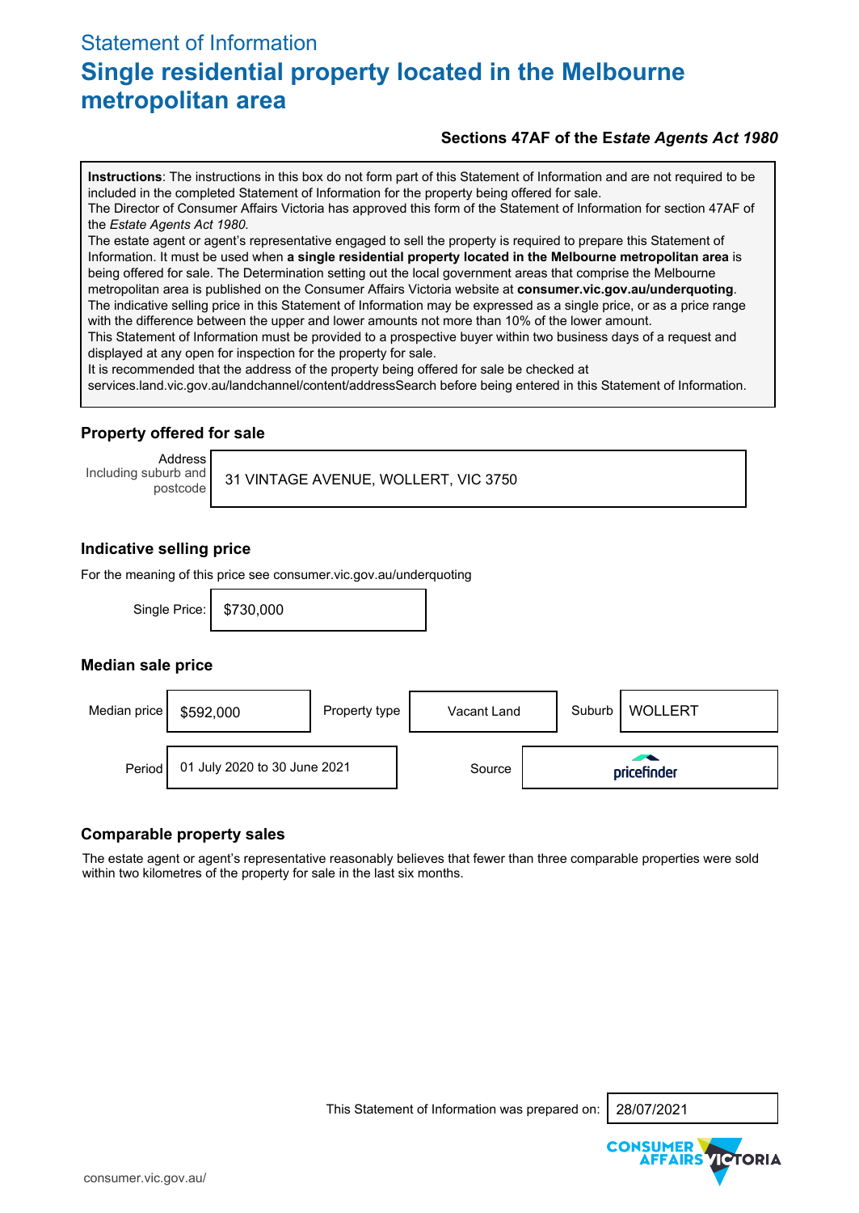Statement of Information

# Single residential property located in the Melbourne metropolitan area

**Sections 47AF of the E*state Agents Act 1980***

**Instructions**: The instructions in this box do not form part of this Statement of Information and are not required to be included in the completed Statement of Information for the property being offered for sale.
The Director of Consumer Affairs Victoria has approved this form of the Statement of Information for section 47AF of the *Estate Agents Act 1980.*
The estate agent or agent's representative engaged to sell the property is required to prepare this Statement of Information. It must be used when **a single residential property located in the Melbourne metropolitan area** is being offered for sale. The Determination setting out the local government areas that comprise the Melbourne metropolitan area is published on the Consumer Affairs Victoria website at **consumer.vic.gov.au/underquoting**.
The indicative selling price in this Statement of Information may be expressed as a single price, or as a price range with the difference between the upper and lower amounts not more than 10% of the lower amount.
This Statement of Information must be provided to a prospective buyer within two business days of a request and displayed at any open for inspection for the property for sale.
It is recommended that the address of the property being offered for sale be checked at services.land.vic.gov.au/landchannel/content/addressSearch before being entered in this Statement of Information.

## Property offered for sale

| | |
|---|---|
| Address Including suburb and postcode | 31 VINTAGE AVENUE, WOLLERT, VIC 3750 |

## Indicative selling price

For the meaning of this price see consumer.vic.gov.au/underquoting

| | |
|---|---|
| Single Price: | $730,000 |

## Median sale price

| | | | | | |
|---|---|---|---|---|---|
| Median price | $592,000 | Property type | Vacant Land | Suburb | WOLLERT |
| Period | 01 July 2020 to 30 June 2021 | Source | pricefinder | | |

## Comparable property sales

The estate agent or agent's representative reasonably believes that fewer than three comparable properties were sold within two kilometres of the property for sale in the last six months.

This Statement of Information was prepared on: 28/07/2021

CONSUMER AFFAIRS VICTORIA

consumer.vic.gov.au/